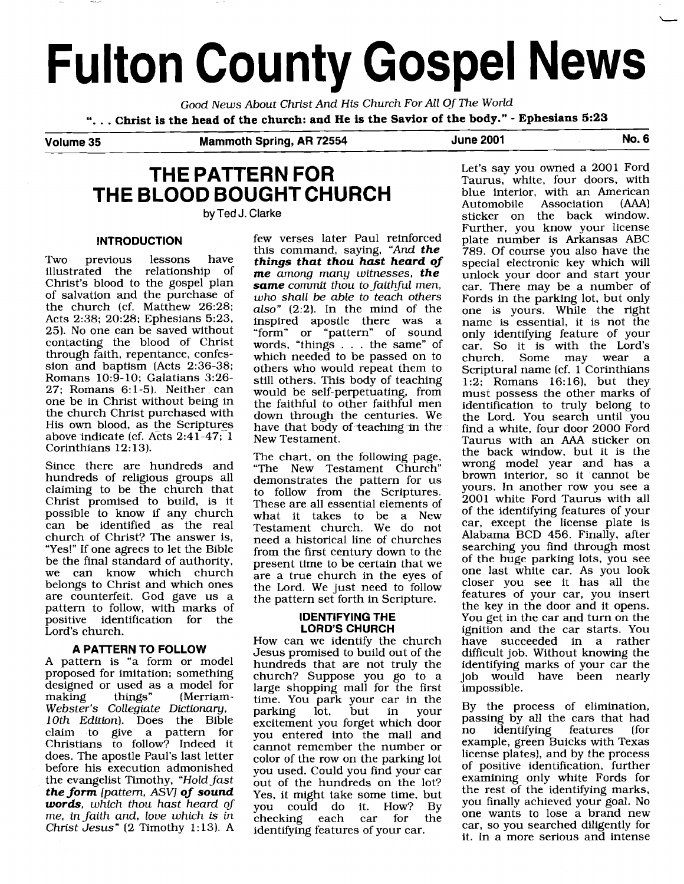# Fulton County Gospel News

*Good News About Christ And His Church For All Of The World*

**". . . Christ is the head of the church: and He is the Savior of the body." - Ephesians 5:23**

**Volume 35 | Mammoth Spring, AR 72554 | June 2001 | No. 6**

## THE PATTERN FOR THE BLOOD BOUGHT CHURCH

by Ted J. Clarke

### INTRODUCTION

Two previous lessons have illustrated the relationship of Christ's blood to the gospel plan of salvation and the purchase of the church (cf. Matthew 26:28; Acts 2:38; 20:28; Ephesians 5:23, 25). No one can be saved without contacting the blood of Christ through faith, repentance, confession and baptism (Acts 2:36-38; Romans 10:9-10; Galatians 3:26-27; Romans 6:1-5). Neither can one be in Christ without being in the church Christ purchased with His own blood, as the Scriptures above indicate (cf. Acts 2:41-47; 1 Corinthians 12:13).

Since there are hundreds and hundreds of religious groups all claiming to be the church that Christ promised to build, is it possible to know if any church can be identified as the real church of Christ? The answer is, "Yes!" If one agrees to let the Bible be the final standard of authority, we can know which church belongs to Christ and which ones are counterfeit. God gave us a pattern to follow, with marks of positive identification for the Lord's church.

### A PATTERN TO FOLLOW

A pattern is "a form or model proposed for imitation; something designed or used as a model for making things" (Merriam-*Webster's Collegiate Dictionary, 10th Edition*). Does the Bible claim to give a pattern for Christians to follow? Indeed it does. The apostle Paul's last letter before his execution admonished the evangelist Timothy, *"Hold fast **the form** [pattern, ASV] **of sound words**, which thou hast heard of me, in faith and, love which is in Christ Jesus"* (2 Timothy 1:13). A few verses later Paul reinforced this command, saying, *"And **the things that thou hast heard of me** among many witnesses, **the same** commit thou to faithful men, who shall be able to teach others also"* (2:2). In the mind of the inspired apostle there was a "form" or "pattern" of sound words, "things . . . the same" of which needed to be passed on to others who would repeat them to still others. This body of teaching would be self-perpetuating, from the faithful to other faithful men down through the centuries. We have that body of teaching in the New Testament.

The chart, on the following page, "The New Testament Church" demonstrates the pattern for us to follow from the Scriptures. These are all essential elements of what it takes to be a New Testament church. We do not need a historical line of churches from the first century down to the present time to be certain that we are a true church in the eyes of the Lord. We just need to follow the pattern set forth in Scripture.

### IDENTIFYING THE LORD'S CHURCH

How can we identify the church Jesus promised to build out of the hundreds that are not truly the church? Suppose you go to a large shopping mall for the first time. You park your car in the parking lot, but in your excitement you forget which door you entered into the mall and cannot remember the number or color of the row on the parking lot you used. Could you find your car out of the hundreds on the lot? Yes, it might take some time, but you could do it. How? By checking each car for the identifying features of your car.

Let's say you owned a 2001 Ford Taurus, white, four doors, with blue interior, with an American Automobile Association (AAA) sticker on the back window. Further, you know your license plate number is Arkansas ABC 789. Of course you also have the special electronic key which will unlock your door and start your car. There may be a number of Fords in the parking lot, but only one is yours. While the right name is essential, it is not the only identifying feature of your car. So it is with the Lord's church. Some may wear a Scriptural name (cf. 1 Corinthians 1:2; Romans 16:16), but they must possess the other marks of identification to truly belong to the Lord. You search until you find a white, four door 2000 Ford Taurus with an AAA sticker on the back window, but it is the wrong model year and has a brown interior, so it cannot be yours. In another row you see a 2001 white Ford Taurus with all of the identifying features of your car, except the license plate is Alabama BCD 456. Finally, after searching you find through most of the huge parking lots, you see one last white car. As you look closer you see it has all the features of your car, you insert the key in the door and it opens. You get in the car and turn on the ignition and the car starts. You have succeeded in a rather difficult job. Without knowing the identifying marks of your car the job would have been nearly impossible.

By the process of elimination, passing by all the cars that had no identifying features (for example, green Buicks with Texas license plates), and by the process of positive identification, further examining only white Fords for the rest of the identifying marks, you finally achieved your goal. No one wants to lose a brand new car, so you searched diligently for it. In a more serious and intense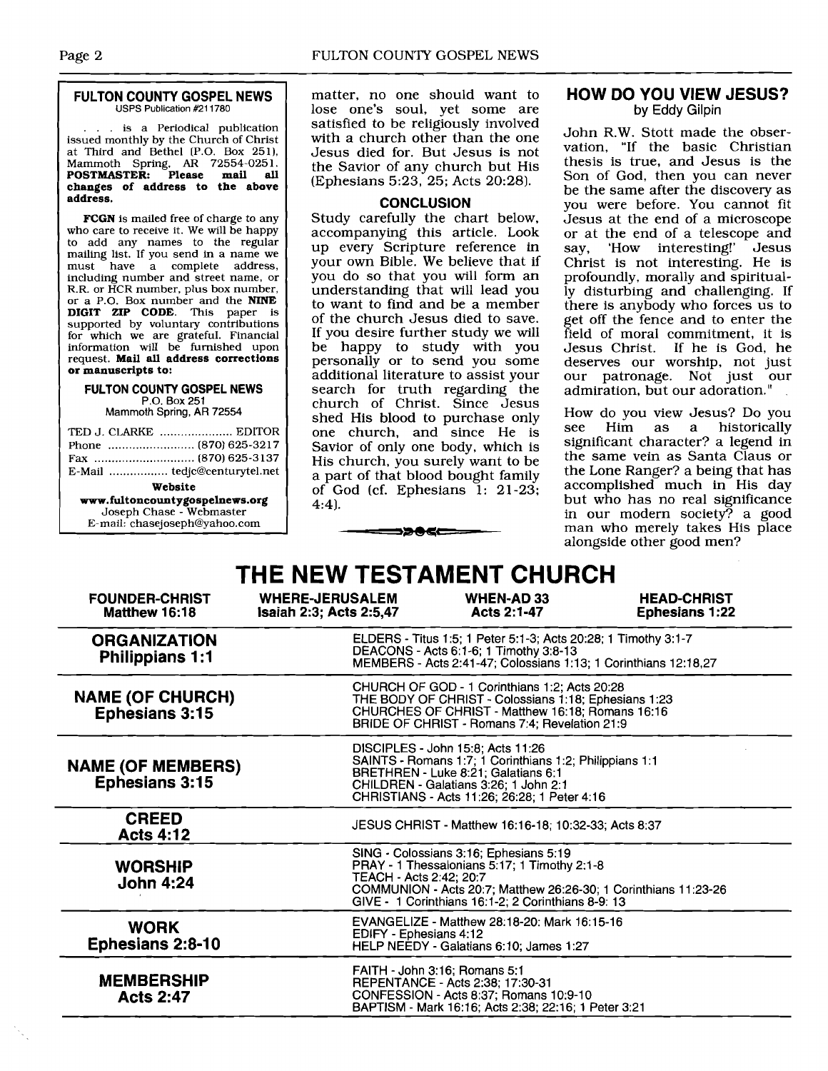**FULTON COUNTY GOSPEL NEWS**
USPS Publication #211780

. . . is a Periodical publication issued monthly by the Church of Christ at Third and Bethel (P.O. Box 251), Mammoth Spring, AR 72554-0251. **POSTMASTER: Please mail all changes of address to the above address.**

**FCGN** is mailed free of charge to any who care to receive it. We will be happy to add any names to the regular mailing list. If you send in a name we must have a complete address, including number and street name, or R.R. or HCR number, plus box number, or a P.O. Box number and the **NINE DIGIT ZIP CODE**. This paper is supported by voluntary contributions for which we are grateful. Financial information will be furnished upon request. **Mail all address corrections or manuscripts to:**

**FULTON COUNTY GOSPEL NEWS**
P.O. Box 251
Mammoth Spring, AR 72554

TED J. CLARKE .................... EDITOR
Phone ......................... (870) 625-3217
Fax ............................. (870) 625-3137
E-Mail ................. tedjc@centurytel.net

**Website**
**www.fultoncountygospelnews.org**
Joseph Chase - Webmaster
E-mail: chasejoseph@yahoo.com

matter, no one should want to lose one's soul, yet some are satisfied to be religiously involved with a church other than the one Jesus died for. But Jesus is not the Savior of any church but His (Ephesians 5:23, 25; Acts 20:28).

### CONCLUSION

Study carefully the chart below, accompanying this article. Look up every Scripture reference in your own Bible. We believe that if you do so that you will form an understanding that will lead you to want to find and be a member of the church Jesus died to save. If you desire further study we will be happy to study with you personally or to send you some additional literature to assist your search for truth regarding the church of Christ. Since Jesus shed His blood to purchase only one church, and since He is Savior of only one body, which is His church, you surely want to be a part of that blood bought family of God (cf. Ephesians 1: 21-23; 4:4).

## HOW DO YOU VIEW JESUS?
by Eddy Gilpin

John R.W. Stott made the observation, "If the basic Christian thesis is true, and Jesus is the Son of God, then you can never be the same after the discovery as you were before. You cannot fit Jesus at the end of a microscope or at the end of a telescope and say, 'How interesting!' Jesus Christ is not interesting. He is profoundly, morally and spiritually disturbing and challenging. If there is anybody who forces us to get off the fence and to enter the field of moral commitment, it is Jesus Christ. If he is God, he deserves our worship, not just our patronage. Not just our admiration, but our adoration."

How do you view Jesus? Do you see Him as a historically significant character? a legend in the same vein as Santa Claus or the Lone Ranger? a being that has accomplished much in His day but who has no real significance in our modern society? a good man who merely takes His place alongside other good men?

# THE NEW TESTAMENT CHURCH

| FOUNDER-CHRIST<br>Matthew 16:18 | WHERE-JERUSALEM<br>Isaiah 2:3; Acts 2:5,47 | WHEN-AD 33<br>Acts 2:1-47 | HEAD-CHRIST<br>Ephesians 1:22 |
|---|---|---|---|

| | |
|---|---|
| **ORGANIZATION**<br>**Philippians 1:1** | ELDERS - Titus 1:5; 1 Peter 5:1-3; Acts 20:28; 1 Timothy 3:1-7<br>DEACONS - Acts 6:1-6; 1 Timothy 3:8-13<br>MEMBERS - Acts 2:41-47; Colossians 1:13; 1 Corinthians 12:18,27 |
| **NAME (OF CHURCH)**<br>**Ephesians 3:15** | CHURCH OF GOD - 1 Corinthians 1:2; Acts 20:28<br>THE BODY OF CHRIST - Colossians 1:18; Ephesians 1:23<br>CHURCHES OF CHRIST - Matthew 16:18; Romans 16:16<br>BRIDE OF CHRIST - Romans 7:4; Revelation 21:9 |
| **NAME (OF MEMBERS)**<br>**Ephesians 3:15** | DISCIPLES - John 15:8; Acts 11:26<br>SAINTS - Romans 1:7; 1 Corinthians 1:2; Philippians 1:1<br>BRETHREN - Luke 8:21; Galatians 6:1<br>CHILDREN - Galatians 3:26; 1 John 2:1<br>CHRISTIANS - Acts 11:26; 26:28; 1 Peter 4:16 |
| **CREED**<br>**Acts 4:12** | JESUS CHRIST - Matthew 16:16-18; 10:32-33; Acts 8:37 |
| **WORSHIP**<br>**John 4:24** | SING - Colossians 3:16; Ephesians 5:19<br>PRAY - 1 Thessalonians 5:17; 1 Timothy 2:1-8<br>TEACH - Acts 2:42; 20:7<br>COMMUNION - Acts 20:7; Matthew 26:26-30; 1 Corinthians 11:23-26<br>GIVE - 1 Corinthians 16:1-2; 2 Corinthians 8-9: 13 |
| **WORK**<br>**Ephesians 2:8-10** | EVANGELIZE - Matthew 28:18-20; Mark 16:15-16<br>EDIFY - Ephesians 4:12<br>HELP NEEDY - Galatians 6:10; James 1:27 |
| **MEMBERSHIP**<br>**Acts 2:47** | FAITH - John 3:16; Romans 5:1<br>REPENTANCE - Acts 2:38; 17:30-31<br>CONFESSION - Acts 8:37; Romans 10:9-10<br>BAPTISM - Mark 16:16; Acts 2:38; 22:16; 1 Peter 3:21 |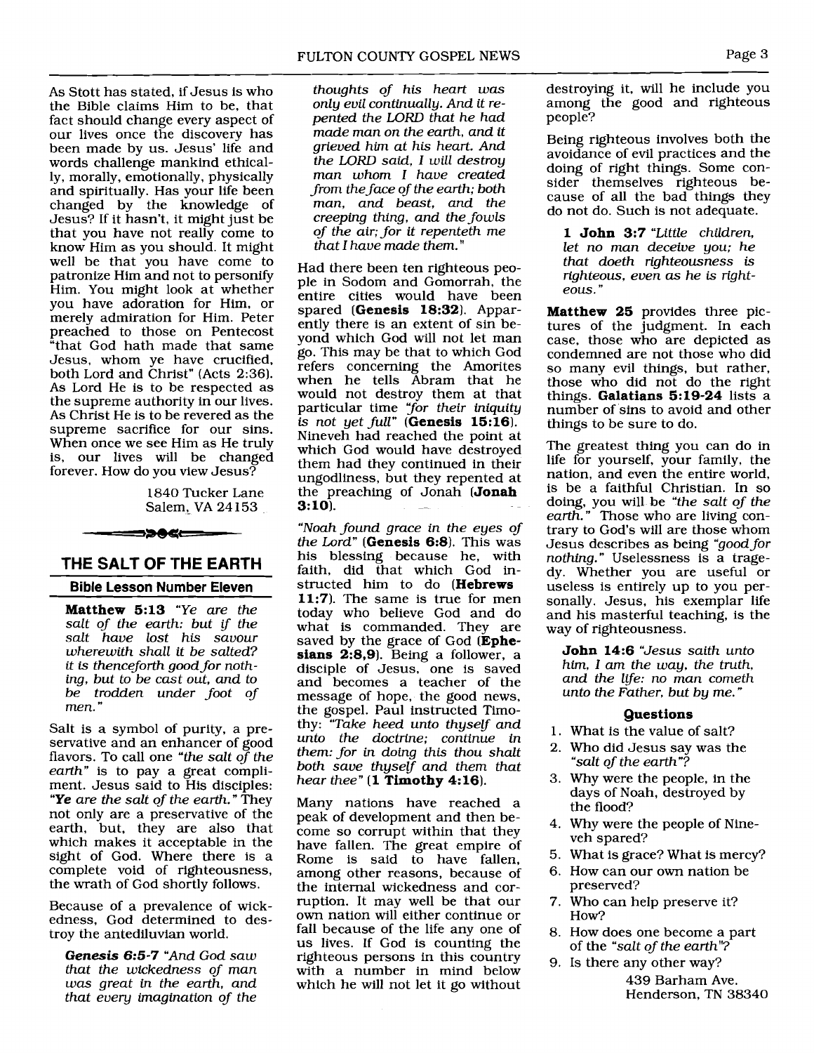As Stott has stated, if Jesus is who the Bible claims Him to be, that fact should change every aspect of our lives once the discovery has been made by us. Jesus' life and words challenge mankind ethically, morally, emotionally, physically and spiritually. Has your life been changed by the knowledge of Jesus? If it hasn't, it might just be that you have not really come to know Him as you should. It might well be that you have come to patronize Him and not to personify Him. You might look at whether you have adoration for Him, or merely admiration for Him. Peter preached to those on Pentecost "that God hath made that same Jesus, whom ye have crucified, both Lord and Christ" (Acts 2:36). As Lord He is to be respected as the supreme authority in our lives. As Christ He is to be revered as the supreme sacrifice for our sins. When once we see Him as He truly is, our lives will be changed forever. How do you view Jesus?

1840 Tucker Lane
Salem, VA 24153

## THE SALT OF THE EARTH

### Bible Lesson Number Eleven

**Matthew 5:13** *"Ye are the salt of the earth: but if the salt have lost his savour wherewith shall it be salted? it is thenceforth good for nothing, but to be cast out, and to be trodden under foot of men."*

Salt is a symbol of purity, a preservative and an enhancer of good flavors. To call one *"the salt of the earth"* is to pay a great compliment. Jesus said to His disciples: ***"Ye** are the salt of the earth."* They not only are a preservative of the earth, but, they are also that which makes it acceptable in the sight of God. Where there is a complete void of righteousness, the wrath of God shortly follows.

Because of a prevalence of wickedness, God determined to destroy the antediluvian world.

***Genesis 6:5-7*** *"And God saw that the wickedness of man was great in the earth, and that every imagination of the thoughts of his heart was only evil continually. And it repented the LORD that he had made man on the earth, and it grieved him at his heart. And the LORD said, I will destroy man whom I have created from the face of the earth; both man, and beast, and the creeping thing, and the fowls of the air; for it repenteth me that I have made them."*

Had there been ten righteous people in Sodom and Gomorrah, the entire cities would have been spared (**Genesis 18:32**). Apparently there is an extent of sin beyond which God will not let man go. This may be that to which God refers concerning the Amorites when he tells Abram that he would not destroy them at that particular time *"for their iniquity is not yet full"* (**Genesis 15:16**). Nineveh had reached the point at which God would have destroyed them had they continued in their ungodliness, but they repented at the preaching of Jonah (**Jonah 3:10**).

*"Noah found grace in the eyes of the Lord"* (**Genesis 6:8**). This was his blessing because he, with faith, did that which God instructed him to do (**Hebrews 11:7**). The same is true for men today who believe God and do what is commanded. They are saved by the grace of God (**Ephesians 2:8,9**). Being a follower, a disciple of Jesus, one is saved and becomes a teacher of the message of hope, the good news, the gospel. Paul instructed Timothy: *"Take heed unto thyself and unto the doctrine; continue in them: for in doing this thou shalt both save thyself and them that hear thee"* (**1 Timothy 4:16**).

Many nations have reached a peak of development and then become so corrupt within that they have fallen. The great empire of Rome is said to have fallen, among other reasons, because of the internal wickedness and corruption. It may well be that our own nation will either continue or fall because of the life any one of us lives. If God is counting the righteous persons in this country with a number in mind below which he will not let it go without destroying it, will he include you among the good and righteous people?

Being righteous involves both the avoidance of evil practices and the doing of right things. Some consider themselves righteous because of all the bad things they do not do. Such is not adequate.

**1 John 3:7** *"Little children, let no man deceive you; he that doeth righteousness is righteous, even as he is righteous."*

**Matthew 25** provides three pictures of the judgment. In each case, those who are depicted as condemned are not those who did so many evil things, but rather, those who did not do the right things. **Galatians 5:19-24** lists a number of sins to avoid and other things to be sure to do.

The greatest thing you can do in life for yourself, your family, the nation, and even the entire world, is be a faithful Christian. In so doing, you will be *"the salt of the earth."* Those who are living contrary to God's will are those whom Jesus describes as being *"good for nothing."* Uselessness is a tragedy. Whether you are useful or useless is entirely up to you personally. Jesus, his exemplar life and his masterful teaching, is the way of righteousness.

**John 14:6** *"Jesus saith unto him, I am the way, the truth, and the life: no man cometh unto the Father, but by me."*

#### Questions

1. What is the value of salt?
2. Who did Jesus say was the *"salt of the earth"*?
3. Why were the people, in the days of Noah, destroyed by the flood?
4. Why were the people of Nineveh spared?
5. What is grace? What is mercy?
6. How can our own nation be preserved?
7. Who can help preserve it? How?
8. How does one become a part of the *"salt of the earth"*?
9. Is there any other way?

439 Barham Ave.
Henderson, TN 38340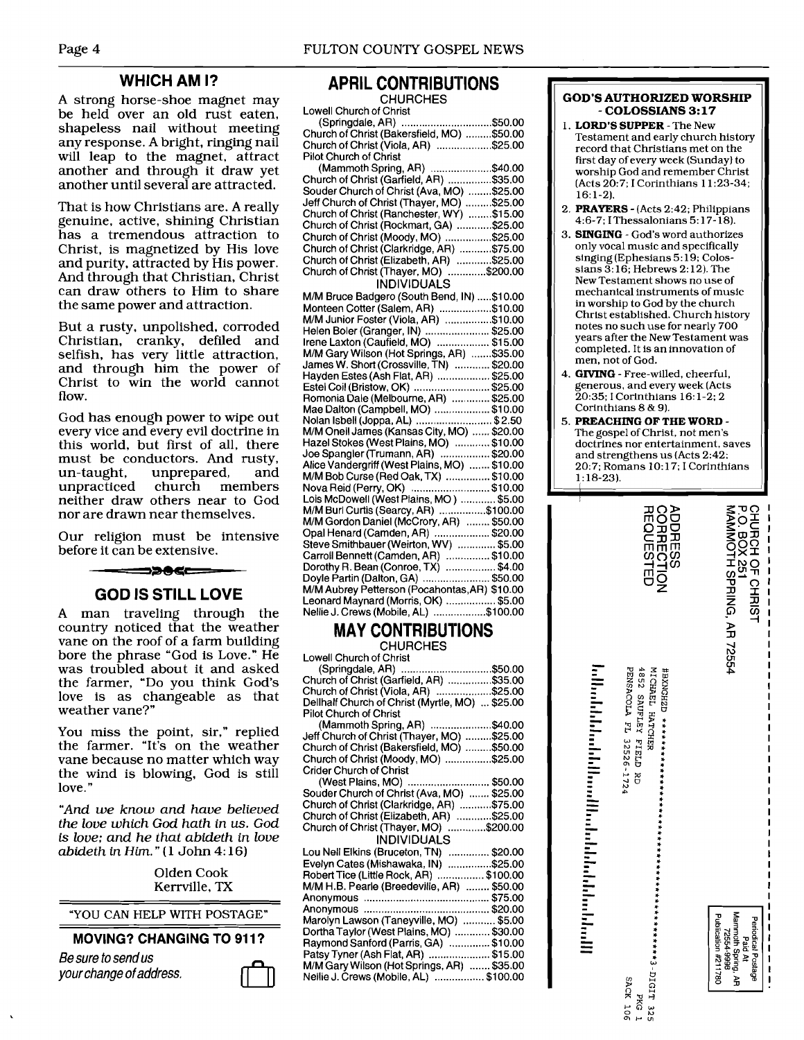## WHICH AM I?

A strong horse-shoe magnet may be held over an old rust eaten, shapeless nail without meeting any response. A bright, ringing nail will leap to the magnet, attract another and through it draw yet another until several are attracted.

That is how Christians are. A really genuine, active, shining Christian has a tremendous attraction to Christ, is magnetized by His love and purity, attracted by His power. And through that Christian, Christ can draw others to Him to share the same power and attraction.

But a rusty, unpolished, corroded Christian, cranky, defiled and selfish, has very little attraction, and through him the power of Christ to win the world cannot flow.

God has enough power to wipe out every vice and every evil doctrine in this world, but first of all, there must be conductors. And rusty, un-taught, unprepared, and unpracticed church members neither draw others near to God nor are drawn near themselves.

Our religion must be intensive before it can be extensive.

## GOD IS STILL LOVE

A man traveling through the country noticed that the weather vane on the roof of a farm building bore the phrase "God is Love." He was troubled about it and asked the farmer, "Do you think God's love is as changeable as that weather vane?"

You miss the point, sir," replied the farmer. "It's on the weather vane because no matter which way the wind is blowing, God is still love."

*"And we know and have believed the love which God hath in us. God is love; and he that abideth in love abideth in Him."* (1 John 4:16)

Olden Cook
Kerrville, TX

"YOU CAN HELP WITH POSTAGE"

### MOVING? CHANGING TO 911?

*Be sure to send us your change of address.*

## APRIL CONTRIBUTIONS

**CHURCHES**

Lowell Church of Christ (Springdale, AR) ....$50.00
Church of Christ (Bakersfield, MO) ....$50.00
Church of Christ (Viola, AR) ....$25.00
Pilot Church of Christ (Mammoth Spring, AR) ....$40.00
Church of Christ (Garfield, AR) ....$35.00
Souder Church of Christ (Ava, MO) ....$25.00
Jeff Church of Christ (Thayer, MO) ....$25.00
Church of Christ (Ranchester, WY) ....$15.00
Church of Christ (Rockmart, GA) ....$25.00
Church of Christ (Moody, MO) ....$25.00
Church of Christ (Clarkridge, AR) ....$75.00
Church of Christ (Elizabeth, AR) ....$25.00
Church of Christ (Thayer, MO) ....$200.00

**INDIVIDUALS**

M/M Bruce Badgero (South Bend, IN) ....$10.00
Monteen Cotter (Salem, AR) ....$10.00
M/M Junior Foster (Viola, AR) ....$10.00
Helen Boler (Granger, IN) ....$25.00
Irene Laxton (Caufield, MO) ....$15.00
M/M Gary Wilson (Hot Springs, AR) ....$35.00
James W. Short (Crossville, TN) ....$20.00
Hayden Estes (Ash Flat, AR) ....$25.00
Estel Coil (Bristow, OK) ....$25.00
Romonia Dale (Melbourne, AR) ....$25.00
Mae Dalton (Campbell, MO) ....$10.00
Nolan Isbell (Joppa, AL) ....$2.50
M/M Oneil James (Kansas City, MO) ....$20.00
Hazel Stokes (West Plains, MO) ....$10.00
Joe Spangler (Trumann, AR) ....$20.00
Alice Vandergriff (West Plains, MO) ....$10.00
M/M Bob Curse (Red Oak, TX) ....$10.00
Nova Reid (Perry, OK) ....$10.00
Lois McDowell (West Plains, MO) ....$5.00
M/M Burl Curtis (Searcy, AR) ....$100.00
M/M Gordon Daniel (McCrory, AR) ....$50.00
Opal Henard (Camden, AR) ....$20.00
Steve Smithbauer (Weirton, WV) ....$5.00
Carroll Bennett (Camden, AR) ....$10.00
Dorothy R. Bean (Conroe, TX) ....$4.00
Doyle Partin (Dalton, GA) ....$50.00
M/M Aubrey Petterson (Pocahontas, AR) $10.00
Leonard Maynard (Morris, OK) ....$5.00
Nellie J. Crews (Mobile, AL) ....$100.00

## MAY CONTRIBUTIONS

**CHURCHES**

Lowell Church of Christ (Springdale, AR) ....$50.00
Church of Christ (Garfield, AR) ....$35.00
Church of Christ (Viola, AR) ....$25.00
Dellhalf Church of Christ (Myrtle, MO) ... $25.00
Pilot Church of Christ (Mammoth Spring, AR) ....$40.00
Jeff Church of Christ (Thayer, MO) ....$25.00
Church of Christ (Bakersfield, MO) ....$50.00
Church of Christ (Moody, MO) ....$25.00
Crider Church of Christ (West Plains, MO) ....$50.00
Souder Church of Christ (Ava, MO) ....$25.00
Church of Christ (Clarkridge, AR) ....$75.00
Church of Christ (Elizabeth, AR) ....$25.00
Church of Christ (Thayer, MO) ....$200.00

**INDIVIDUALS**

Lou Nell Elkins (Bruceton, TN) ....$20.00
Evelyn Cates (Mishawaka, IN) ....$25.00
Robert Tice (Little Rock, AR) ....$100.00
M/M H.B. Pearle (Breedeville, AR) ....$50.00
Anonymous ....$75.00
Anonymous ....$20.00
Marolyn Lawson (Taneyville, MO) ....$5.00
Dortha Taylor (West Plains, MO) ....$30.00
Raymond Sanford (Parris, GA) ....$10.00
Patsy Tyner (Ash Flat, AR) ....$15.00
M/M Gary Wilson (Hot Springs, AR) ....$35.00
Nellie J. Crews (Mobile, AL) ....$100.00

### GOD'S AUTHORIZED WORSHIP - COLOSSIANS 3:17

1. **LORD'S SUPPER** - The New Testament and early church history record that Christians met on the first day of every week (Sunday) to worship God and remember Christ (Acts 20:7; I Corinthians 11:23-34; 16:1-2).
2. **PRAYERS** - (Acts 2:42; Philippians 4:6-7; I Thessalonians 5:17-18).
3. **SINGING** - God's word authorizes only vocal music and specifically singing (Ephesians 5:19; Colossians 3:16; Hebrews 2:12). The New Testament shows no use of mechanical instruments of music in worship to God by the church Christ established. Church history notes no such use for nearly 700 years after the New Testament was completed. It is an innovation of men, not of God.
4. **GIVING** - Free-willed, cheerful, generous, and every week (Acts 20:35; I Corinthians 16:1-2; 2 Corinthians 8 & 9).
5. **PREACHING OF THE WORD** - The gospel of Christ, not men's doctrines nor entertainment, saves and strengthens us (Acts 2:42; 20:7; Romans 10:17; I Corinthians 1:18-23).

CHURCH OF CHRIST
P.O. BOX 251
MAMMOTH SPRING, AR 72554

ADDRESS CORRECTION REQUESTED

Periodical Postage Paid At Mammoth Spring, AR 72554-9998 Publication #211780

#BXNGHZD ************************3-DIGIT 325
MICHAEL HATCHER
4852 SAUFLEY FIELD RD
PENSACOLA FL 32526-1724
PKG 1
SACK 106